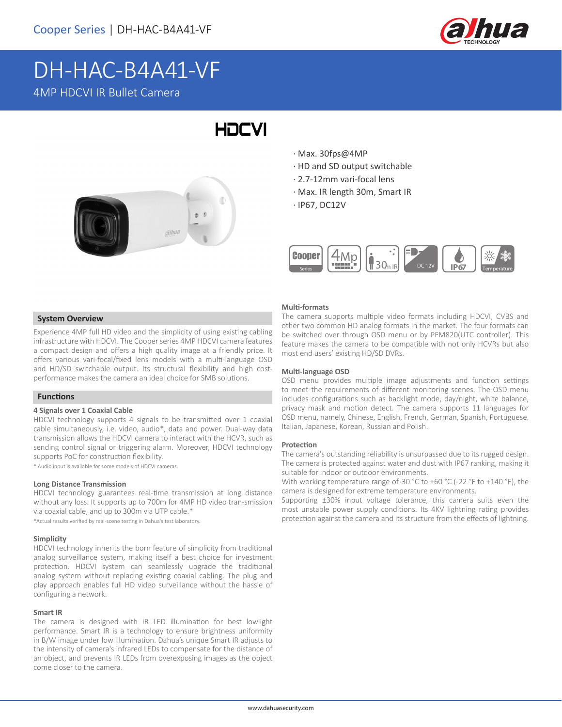Cooper Series | DH-HAC-B4A41-VF

# DH-HAC-B4A41-VF

4MP HDCVI IR Bullet Camera

HDCVI

- Max. 30fps@4MP
- HD and SD output switchable
- 2.7-12mm vari-focal lens
- Max. IR length 30m, Smart IR
- IP67, DC12V

Cooper Series | 4Mp | 30m IR | DC 12V | IP67 | Temperature

## System Overview

Experience 4MP full HD video and the simplicity of using existing cabling infrastructure with HDCVI. The Cooper series 4MP HDCVI camera features a compact design and offers a high quality image at a friendly price. It offers various vari-focal/fixed lens models with a multi-language OSD and HD/SD switchable output. Its structural flexibility and high cost-performance makes the camera an ideal choice for SMB solutions.

## Functions

### 4 Signals over 1 Coaxial Cable

HDCVI technology supports 4 signals to be transmitted over 1 coaxial cable simultaneously, i.e. video, audio*, data and power. Dual-way data transmission allows the HDCVI camera to interact with the HCVR, such as sending control signal or triggering alarm. Moreover, HDCVI technology supports PoC for construction flexibility.

* Audio input is available for some models of HDCVI cameras.

### Long Distance Transmission

HDCVI technology guarantees real-time transmission at long distance without any loss. It supports up to 700m for 4MP HD video tran-smission via coaxial cable, and up to 300m via UTP cable.*

*Actual results verified by real-scene testing in Dahua's test laboratory.

### Simplicity

HDCVI technology inherits the born feature of simplicity from traditional analog surveillance system, making itself a best choice for investment protection. HDCVI system can seamlessly upgrade the traditional analog system without replacing existing coaxial cabling. The plug and play approach enables full HD video surveillance without the hassle of configuring a network.

### Smart IR

The camera is designed with IR LED illumination for best lowlight performance. Smart IR is a technology to ensure brightness uniformity in B/W image under low illumination. Dahua's unique Smart IR adjusts to the intensity of camera's infrared LEDs to compensate for the distance of an object, and prevents IR LEDs from overexposing images as the object come closer to the camera.

### Multi-formats

The camera supports multiple video formats including HDCVI, CVBS and other two common HD analog formats in the market. The four formats can be switched over through OSD menu or by PFM820(UTC controller). This feature makes the camera to be compatible with not only HCVRs but also most end users' existing HD/SD DVRs.

### Multi-language OSD

OSD menu provides multiple image adjustments and function settings to meet the requirements of different monitoring scenes. The OSD menu includes configurations such as backlight mode, day/night, white balance, privacy mask and motion detect. The camera supports 11 languages for OSD menu, namely, Chinese, English, French, German, Spanish, Portuguese, Italian, Japanese, Korean, Russian and Polish.

### Protection

The camera's outstanding reliability is unsurpassed due to its rugged design. The camera is protected against water and dust with IP67 ranking, making it suitable for indoor or outdoor environments.

With working temperature range of -30 °C to +60 °C (-22 °F to +140 °F), the camera is designed for extreme temperature environments.

Supporting ±30% input voltage tolerance, this camera suits even the most unstable power supply conditions. Its 4KV lightning rating provides protection against the camera and its structure from the effects of lightning.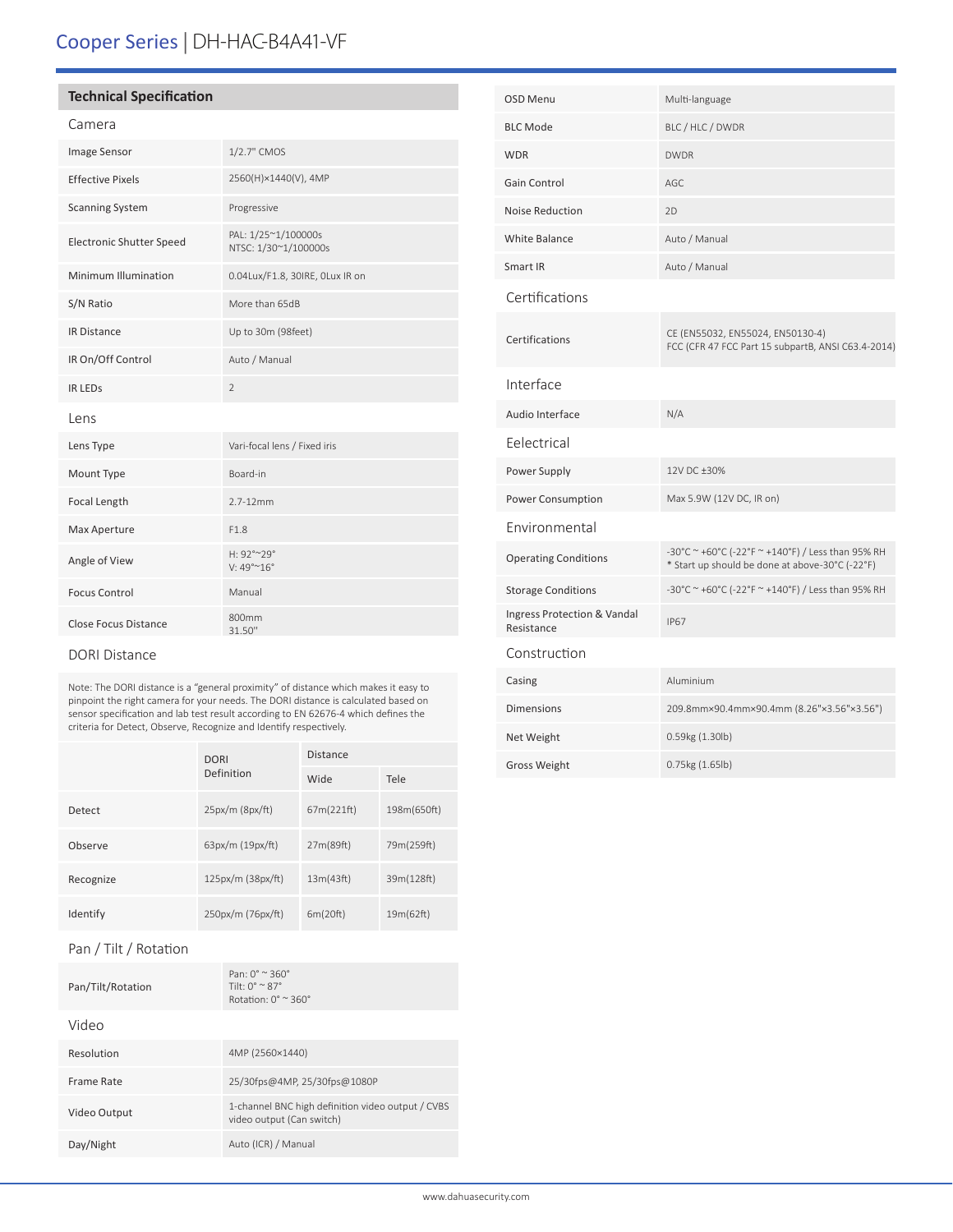# Cooper Series | DH-HAC-B4A41-VF

## Technical Specification

### Camera

| | |
|---|---|
| Image Sensor | 1/2.7" CMOS |
| Effective Pixels | 2560(H)×1440(V), 4MP |
| Scanning System | Progressive |
| Electronic Shutter Speed | PAL: 1/25~1/100000s<br>NTSC: 1/30~1/100000s |
| Minimum Illumination | 0.04Lux/F1.8, 30IRE, 0Lux IR on |
| S/N Ratio | More than 65dB |
| IR Distance | Up to 30m (98feet) |
| IR On/Off Control | Auto / Manual |
| IR LEDs | 2 |

### Lens

| | |
|---|---|
| Lens Type | Vari-focal lens / Fixed iris |
| Mount Type | Board-in |
| Focal Length | 2.7-12mm |
| Max Aperture | F1.8 |
| Angle of View | H: 92°~29°<br>V: 49°~16° |
| Focus Control | Manual |
| Close Focus Distance | 800mm<br>31.50" |

### DORI Distance

Note: The DORI distance is a "general proximity" of distance which makes it easy to pinpoint the right camera for your needs. The DORI distance is calculated based on sensor specification and lab test result according to EN 62676-4 which defines the criteria for Detect, Observe, Recognize and Identify respectively.

| | DORI Definition | Distance | |
|---|---|---|---|
| | | Wide | Tele |
| Detect | 25px/m (8px/ft) | 67m(221ft) | 198m(650ft) |
| Observe | 63px/m (19px/ft) | 27m(89ft) | 79m(259ft) |
| Recognize | 125px/m (38px/ft) | 13m(43ft) | 39m(128ft) |
| Identify | 250px/m (76px/ft) | 6m(20ft) | 19m(62ft) |

### Pan / Tilt / Rotation

| | |
|---|---|
| Pan/Tilt/Rotation | Pan: 0° ~ 360°<br>Tilt: 0° ~ 87°<br>Rotation: 0° ~ 360° |

### Video

| | |
|---|---|
| Resolution | 4MP (2560×1440) |
| Frame Rate | 25/30fps@4MP, 25/30fps@1080P |
| Video Output | 1-channel BNC high definition video output / CVBS video output (Can switch) |
| Day/Night | Auto (ICR) / Manual |
| OSD Menu | Multi-language |
| BLC Mode | BLC / HLC / DWDR |
| WDR | DWDR |
| Gain Control | AGC |
| Noise Reduction | 2D |
| White Balance | Auto / Manual |
| Smart IR | Auto / Manual |

### Certifications

| | |
|---|---|
| Certifications | CE (EN55032, EN55024, EN50130-4)<br>FCC (CFR 47 FCC Part 15 subpartB, ANSI C63.4-2014) |

### Interface

| | |
|---|---|
| Audio Interface | N/A |

### Eelectrical

| | |
|---|---|
| Power Supply | 12V DC ±30% |
| Power Consumption | Max 5.9W (12V DC, IR on) |

### Environmental

| | |
|---|---|
| Operating Conditions | -30°C ~ +60°C (-22°F ~ +140°F) / Less than 95% RH<br>* Start up should be done at above-30°C (-22°F) |
| Storage Conditions | -30°C ~ +60°C (-22°F ~ +140°F) / Less than 95% RH |
| Ingress Protection & Vandal Resistance | IP67 |

### Construction

| | |
|---|---|
| Casing | Aluminium |
| Dimensions | 209.8mm×90.4mm×90.4mm (8.26"×3.56"×3.56") |
| Net Weight | 0.59kg (1.30lb) |
| Gross Weight | 0.75kg (1.65lb) |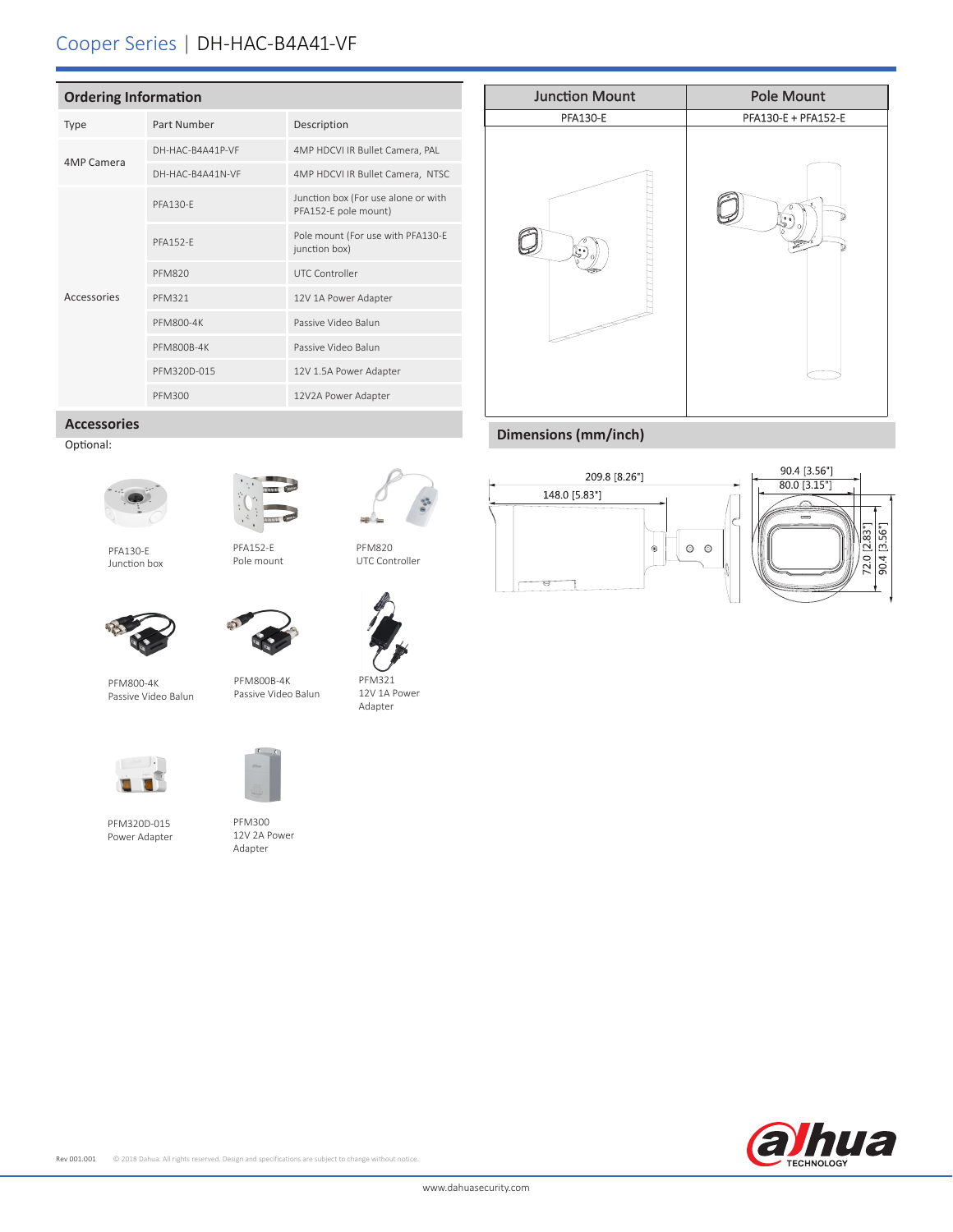## Ordering Information

| Type | Part Number | Description |
|---|---|---|
| 4MP Camera | DH-HAC-B4A41P-VF | 4MP HDCVI IR Bullet Camera, PAL |
| | DH-HAC-B4A41N-VF | 4MP HDCVI IR Bullet Camera, NTSC |
| Accessories | PFA130-E | Junction box (For use alone or with PFA152-E pole mount) |
| | PFA152-E | Pole mount (For use with PFA130-E junction box) |
| | PFM820 | UTC Controller |
| | PFM321 | 12V 1A Power Adapter |
| | PFM800-4K | Passive Video Balun |
| | PFM800B-4K | Passive Video Balun |
| | PFM320D-015 | 12V 1.5A Power Adapter |
| | PFM300 | 12V2A Power Adapter |

| Junction Mount | Pole Mount |
|---|---|
| PFA130-E | PFA130-E + PFA152-E |

## Accessories

Optional:

PFA130-E
Junction box

PFA152-E
Pole mount

PFM820
UTC Controller

PFM800-4K
Passive Video Balun

PFM800B-4K
Passive Video Balun

PFM321
12V 1A Power Adapter

PFM320D-015
Power Adapter

PFM300
12V 2A Power Adapter

## Dimensions (mm/inch)

209.8 [8.26"]
148.0 [5.83"]
90.4 [3.56"]
80.0 [3.15"]
72.0 [2.83"]
90.4 [3.56"]

Rev 001.001 © 2018 Dahua. All rights reserved. Design and specifications are subject to change without notice.

www.dahuasecurity.com